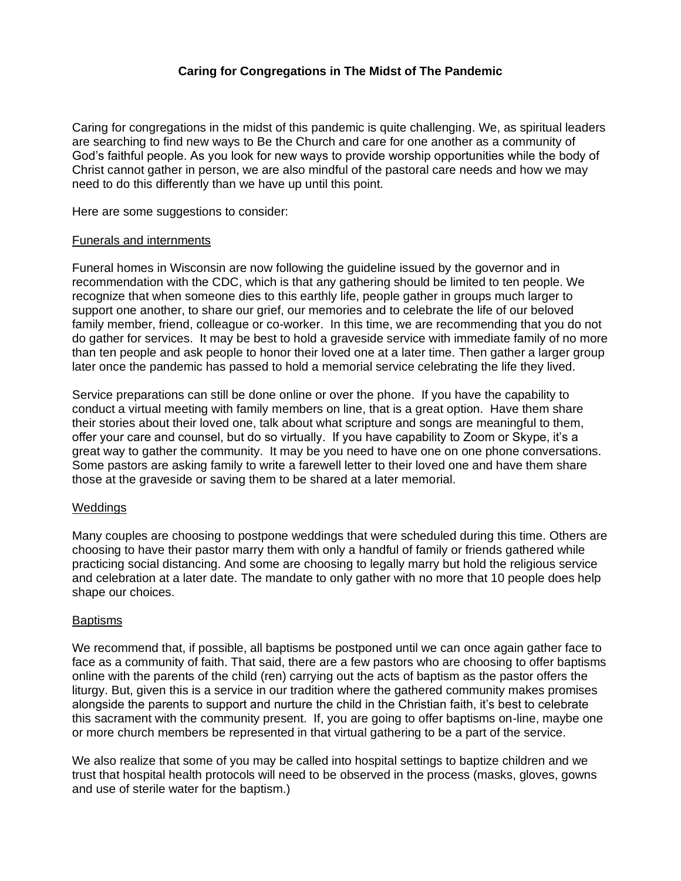**Caring for Congregations in The Midst of The Pandemic**

Caring for congregations in the midst of this pandemic is quite challenging. We, as spiritual leaders are searching to find new ways to Be the Church and care for one another as a community of God's faithful people. As you look for new ways to provide worship opportunities while the body of Christ cannot gather in person, we are also mindful of the pastoral care needs and how we may need to do this differently than we have up until this point.

Here are some suggestions to consider:

<u>Funerals and internments</u>

Funeral homes in Wisconsin are now following the guideline issued by the governor and in recommendation with the CDC, which is that any gathering should be limited to ten people. We recognize that when someone dies to this earthly life, people gather in groups much larger to support one another, to share our grief, our memories and to celebrate the life of our beloved family member, friend, colleague or co-worker. In this time, we are recommending that you do not do gather for services. It may be best to hold a graveside service with immediate family of no more than ten people and ask people to honor their loved one at a later time. Then gather a larger group later once the pandemic has passed to hold a memorial service celebrating the life they lived.

Service preparations can still be done online or over the phone. If you have the capability to conduct a virtual meeting with family members on line, that is a great option. Have them share their stories about their loved one, talk about what scripture and songs are meaningful to them, offer your care and counsel, but do so virtually. If you have capability to Zoom or Skype, it's a great way to gather the community. It may be you need to have one on one phone conversations. Some pastors are asking family to write a farewell letter to their loved one and have them share those at the graveside or saving them to be shared at a later memorial.

<u>Weddings</u>

Many couples are choosing to postpone weddings that were scheduled during this time. Others are choosing to have their pastor marry them with only a handful of family or friends gathered while practicing social distancing. And some are choosing to legally marry but hold the religious service and celebration at a later date. The mandate to only gather with no more that 10 people does help shape our choices.

<u>Baptisms</u>

We recommend that, if possible, all baptisms be postponed until we can once again gather face to face as a community of faith. That said, there are a few pastors who are choosing to offer baptisms online with the parents of the child (ren) carrying out the acts of baptism as the pastor offers the liturgy. But, given this is a service in our tradition where the gathered community makes promises alongside the parents to support and nurture the child in the Christian faith, it's best to celebrate this sacrament with the community present. If, you are going to offer baptisms on-line, maybe one or more church members be represented in that virtual gathering to be a part of the service.

We also realize that some of you may be called into hospital settings to baptize children and we trust that hospital health protocols will need to be observed in the process (masks, gloves, gowns and use of sterile water for the baptism.)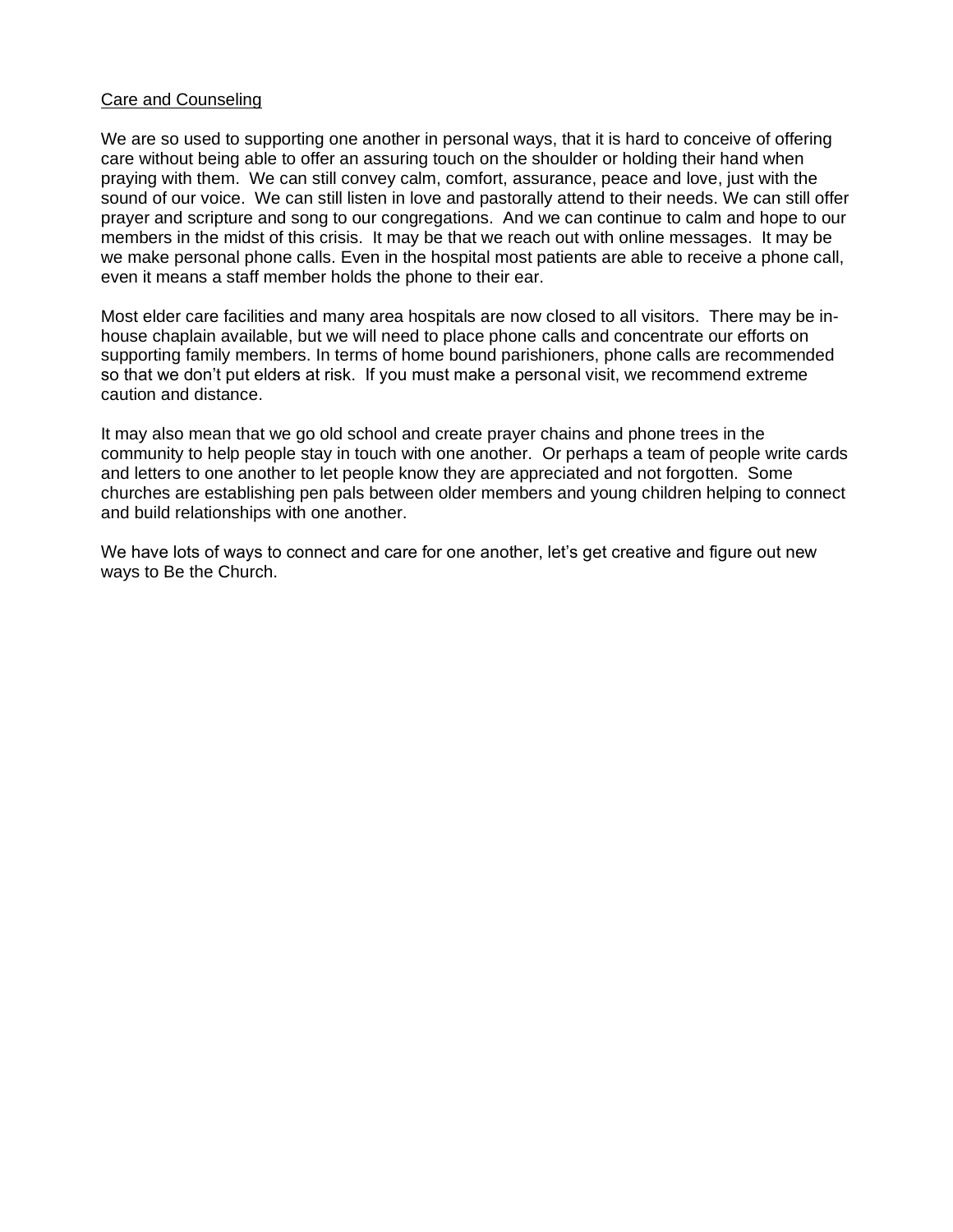## Care and Counseling

We are so used to supporting one another in personal ways, that it is hard to conceive of offering care without being able to offer an assuring touch on the shoulder or holding their hand when praying with them. We can still convey calm, comfort, assurance, peace and love, just with the sound of our voice. We can still listen in love and pastorally attend to their needs. We can still offer prayer and scripture and song to our congregations. And we can continue to calm and hope to our members in the midst of this crisis. It may be that we reach out with online messages. It may be we make personal phone calls. Even in the hospital most patients are able to receive a phone call, even it means a staff member holds the phone to their ear.

Most elder care facilities and many area hospitals are now closed to all visitors. There may be in-house chaplain available, but we will need to place phone calls and concentrate our efforts on supporting family members. In terms of home bound parishioners, phone calls are recommended so that we don't put elders at risk. If you must make a personal visit, we recommend extreme caution and distance.

It may also mean that we go old school and create prayer chains and phone trees in the community to help people stay in touch with one another. Or perhaps a team of people write cards and letters to one another to let people know they are appreciated and not forgotten. Some churches are establishing pen pals between older members and young children helping to connect and build relationships with one another.

We have lots of ways to connect and care for one another, let's get creative and figure out new ways to Be the Church.